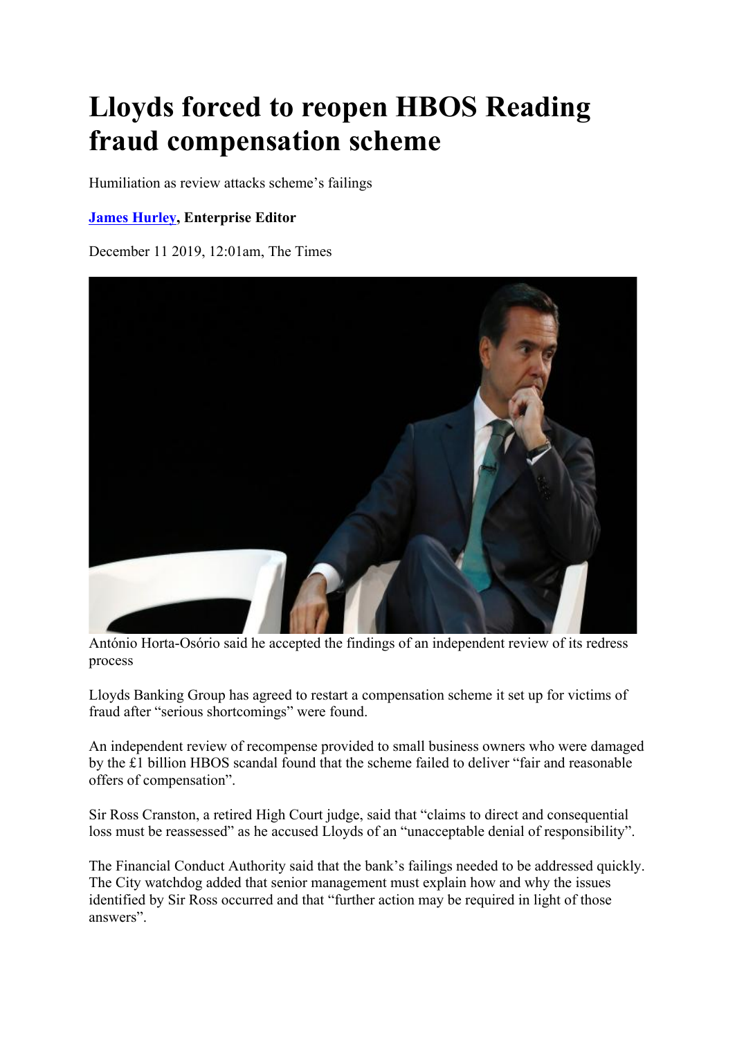# Lloyds forced to reopen HBOS Reading fraud compensation scheme

Humiliation as review attacks scheme's failings

**James Hurley, Enterprise Editor**

December 11 2019, 12:01am, The Times

António Horta-Osório said he accepted the findings of an independent review of its redress process

Lloyds Banking Group has agreed to restart a compensation scheme it set up for victims of fraud after "serious shortcomings" were found.

An independent review of recompense provided to small business owners who were damaged by the £1 billion HBOS scandal found that the scheme failed to deliver "fair and reasonable offers of compensation".

Sir Ross Cranston, a retired High Court judge, said that "claims to direct and consequential loss must be reassessed" as he accused Lloyds of an "unacceptable denial of responsibility".

The Financial Conduct Authority said that the bank's failings needed to be addressed quickly. The City watchdog added that senior management must explain how and why the issues identified by Sir Ross occurred and that "further action may be required in light of those answers".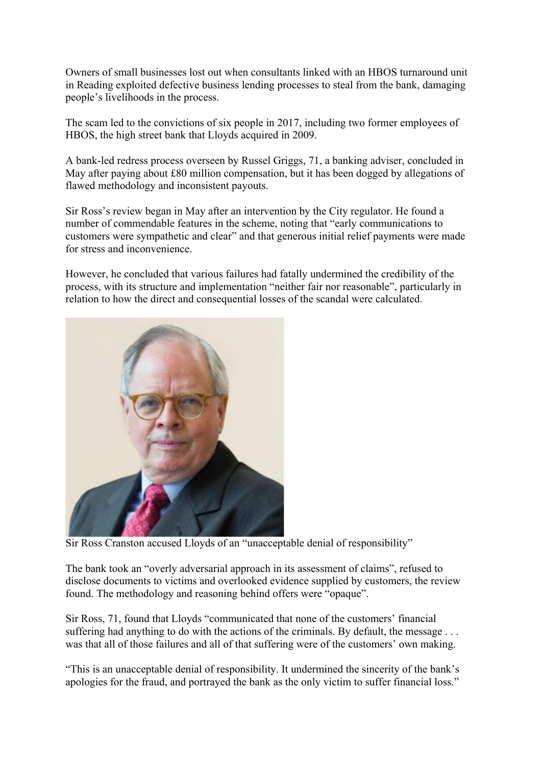Owners of small businesses lost out when consultants linked with an HBOS turnaround unit in Reading exploited defective business lending processes to steal from the bank, damaging people's livelihoods in the process.

The scam led to the convictions of six people in 2017, including two former employees of HBOS, the high street bank that Lloyds acquired in 2009.

A bank-led redress process overseen by Russel Griggs, 71, a banking adviser, concluded in May after paying about £80 million compensation, but it has been dogged by allegations of flawed methodology and inconsistent payouts.

Sir Ross's review began in May after an intervention by the City regulator. He found a number of commendable features in the scheme, noting that "early communications to customers were sympathetic and clear" and that generous initial relief payments were made for stress and inconvenience.

However, he concluded that various failures had fatally undermined the credibility of the process, with its structure and implementation "neither fair nor reasonable", particularly in relation to how the direct and consequential losses of the scandal were calculated.

Sir Ross Cranston accused Lloyds of an "unacceptable denial of responsibility"

The bank took an "overly adversarial approach in its assessment of claims", refused to disclose documents to victims and overlooked evidence supplied by customers, the review found. The methodology and reasoning behind offers were "opaque".

Sir Ross, 71, found that Lloyds "communicated that none of the customers' financial suffering had anything to do with the actions of the criminals. By default, the message . . . was that all of those failures and all of that suffering were of the customers' own making.

"This is an unacceptable denial of responsibility. It undermined the sincerity of the bank's apologies for the fraud, and portrayed the bank as the only victim to suffer financial loss."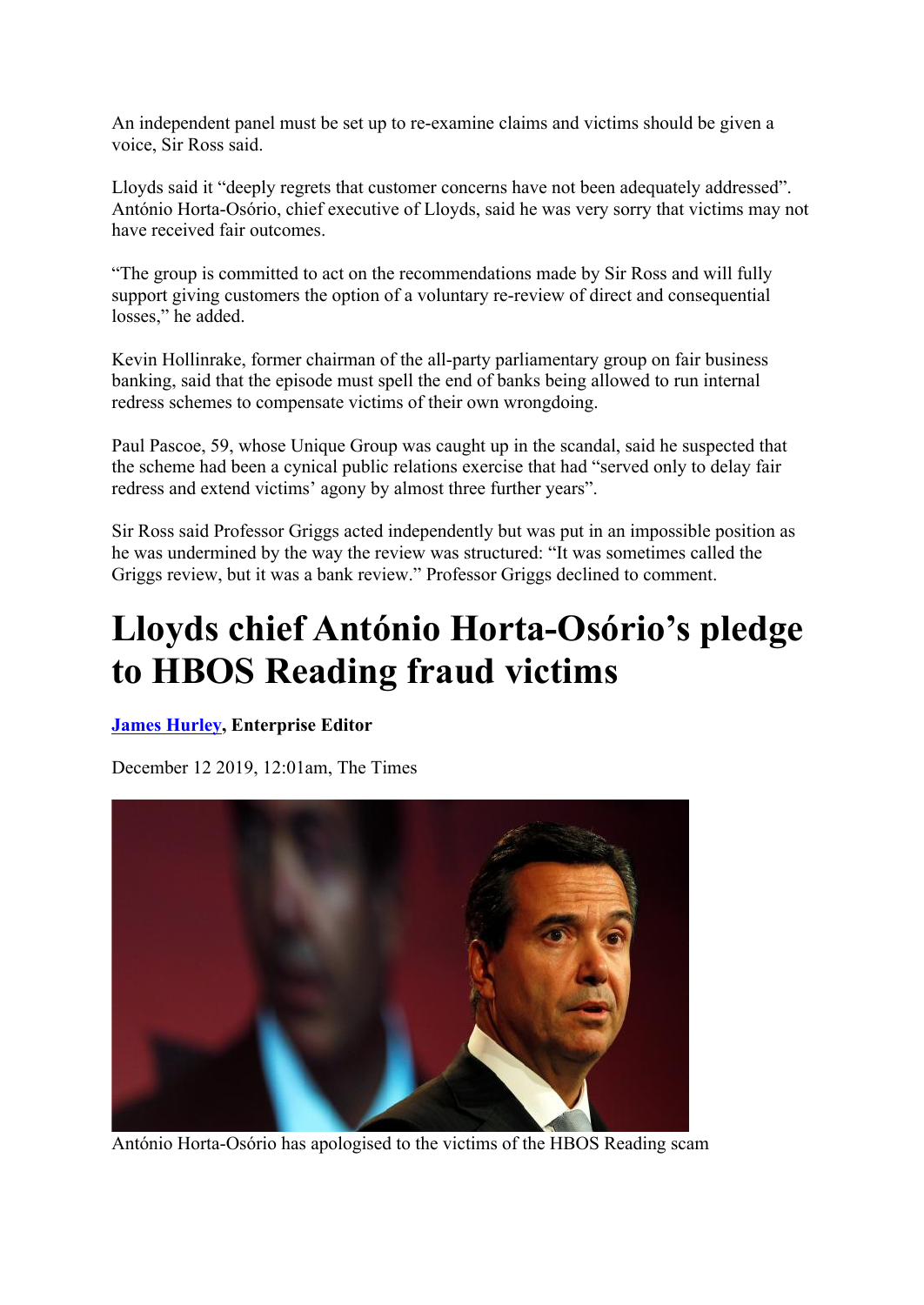An independent panel must be set up to re-examine claims and victims should be given a voice, Sir Ross said.

Lloyds said it “deeply regrets that customer concerns have not been adequately addressed”. António Horta-Osório, chief executive of Lloyds, said he was very sorry that victims may not have received fair outcomes.

“The group is committed to act on the recommendations made by Sir Ross and will fully support giving customers the option of a voluntary re-review of direct and consequential losses,” he added.

Kevin Hollinrake, former chairman of the all-party parliamentary group on fair business banking, said that the episode must spell the end of banks being allowed to run internal redress schemes to compensate victims of their own wrongdoing.

Paul Pascoe, 59, whose Unique Group was caught up in the scandal, said he suspected that the scheme had been a cynical public relations exercise that had “served only to delay fair redress and extend victims’ agony by almost three further years”.

Sir Ross said Professor Griggs acted independently but was put in an impossible position as he was undermined by the way the review was structured: “It was sometimes called the Griggs review, but it was a bank review.” Professor Griggs declined to comment.

# Lloyds chief António Horta-Osório’s pledge to HBOS Reading fraud victims

**James Hurley, Enterprise Editor**

December 12 2019, 12:01am, The Times

António Horta-Osório has apologised to the victims of the HBOS Reading scam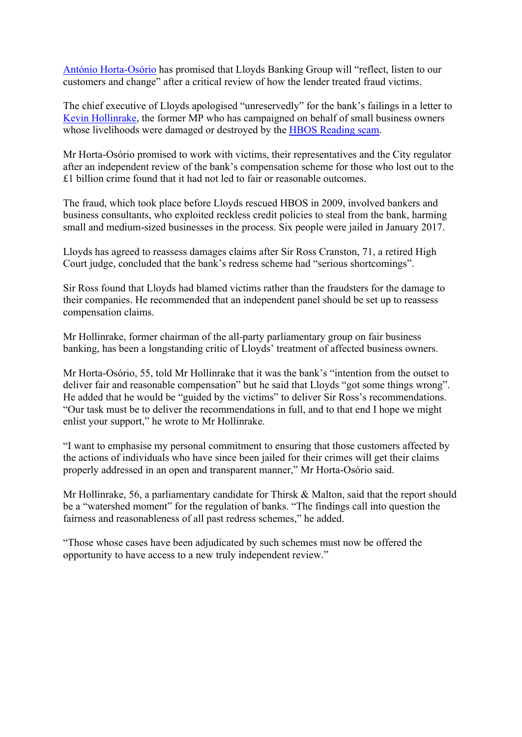António Horta-Osório has promised that Lloyds Banking Group will "reflect, listen to our customers and change" after a critical review of how the lender treated fraud victims.

The chief executive of Lloyds apologised "unreservedly" for the bank's failings in a letter to Kevin Hollinrake, the former MP who has campaigned on behalf of small business owners whose livelihoods were damaged or destroyed by the HBOS Reading scam.

Mr Horta-Osório promised to work with victims, their representatives and the City regulator after an independent review of the bank's compensation scheme for those who lost out to the £1 billion crime found that it had not led to fair or reasonable outcomes.

The fraud, which took place before Lloyds rescued HBOS in 2009, involved bankers and business consultants, who exploited reckless credit policies to steal from the bank, harming small and medium-sized businesses in the process. Six people were jailed in January 2017.

Lloyds has agreed to reassess damages claims after Sir Ross Cranston, 71, a retired High Court judge, concluded that the bank's redress scheme had "serious shortcomings".

Sir Ross found that Lloyds had blamed victims rather than the fraudsters for the damage to their companies. He recommended that an independent panel should be set up to reassess compensation claims.

Mr Hollinrake, former chairman of the all-party parliamentary group on fair business banking, has been a longstanding critic of Lloyds' treatment of affected business owners.

Mr Horta-Osório, 55, told Mr Hollinrake that it was the bank's "intention from the outset to deliver fair and reasonable compensation" but he said that Lloyds "got some things wrong". He added that he would be "guided by the victims" to deliver Sir Ross's recommendations. "Our task must be to deliver the recommendations in full, and to that end I hope we might enlist your support," he wrote to Mr Hollinrake.

"I want to emphasise my personal commitment to ensuring that those customers affected by the actions of individuals who have since been jailed for their crimes will get their claims properly addressed in an open and transparent manner," Mr Horta-Osório said.

Mr Hollinrake, 56, a parliamentary candidate for Thirsk & Malton, said that the report should be a "watershed moment" for the regulation of banks. "The findings call into question the fairness and reasonableness of all past redress schemes," he added.

"Those whose cases have been adjudicated by such schemes must now be offered the opportunity to have access to a new truly independent review."